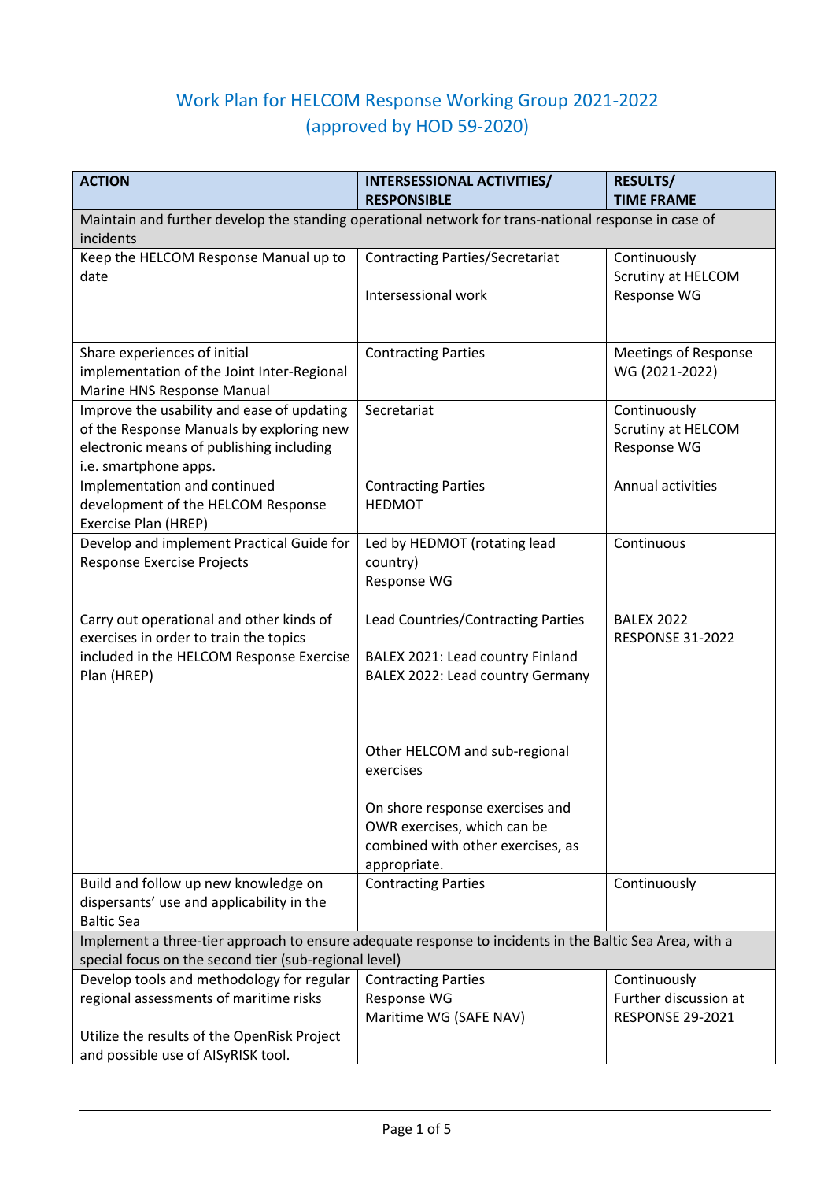# Work Plan for HELCOM Response Working Group 2021-2022
# (approved by HOD 59-2020)

| ACTION | INTERSESSIONAL ACTIVITIES/ RESPONSIBLE | RESULTS/ TIME FRAME |
|---|---|---|
| Maintain and further develop the standing operational network for trans-national response in case of incidents | | |
| Keep the HELCOM Response Manual up to date | Contracting Parties/Secretariat<br><br>Intersessional work | Continuously<br>Scrutiny at HELCOM Response WG |
| Share experiences of initial implementation of the Joint Inter-Regional Marine HNS Response Manual | Contracting Parties | Meetings of Response WG (2021-2022) |
| Improve the usability and ease of updating of the Response Manuals by exploring new electronic means of publishing including i.e. smartphone apps. | Secretariat | Continuously<br>Scrutiny at HELCOM Response WG |
| Implementation and continued development of the HELCOM Response Exercise Plan (HREP) | Contracting Parties<br>HEDMOT | Annual activities |
| Develop and implement Practical Guide for Response Exercise Projects | Led by HEDMOT (rotating lead country)<br>Response WG | Continuous |
| Carry out operational and other kinds of exercises in order to train the topics included in the HELCOM Response Exercise Plan (HREP) | Lead Countries/Contracting Parties<br><br>BALEX 2021: Lead country Finland<br>BALEX 2022: Lead country Germany<br><br>Other HELCOM and sub-regional exercises<br><br>On shore response exercises and OWR exercises, which can be combined with other exercises, as appropriate. | BALEX 2022<br>RESPONSE 31-2022 |
| Build and follow up new knowledge on dispersants' use and applicability in the Baltic Sea | Contracting Parties | Continuously |
| Implement a three-tier approach to ensure adequate response to incidents in the Baltic Sea Area, with a special focus on the second tier (sub-regional level) | | |
| Develop tools and methodology for regular regional assessments of maritime risks<br><br>Utilize the results of the OpenRisk Project and possible use of AISyRISK tool. | Contracting Parties<br>Response WG<br>Maritime WG (SAFE NAV) | Continuously<br>Further discussion at RESPONSE 29-2021 |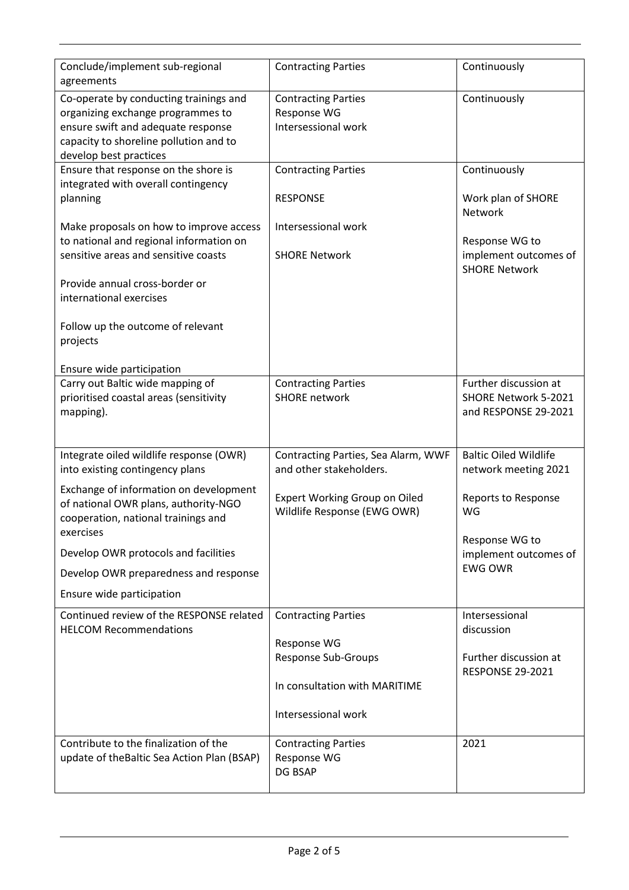| | | |
|---|---|---|
| Conclude/implement sub-regional agreements | Contracting Parties | Continuously |
| Co-operate by conducting trainings and organizing exchange programmes to ensure swift and adequate response capacity to shoreline pollution and to develop best practices | Contracting Parties<br>Response WG<br>Intersessional work | Continuously |
| Ensure that response on the shore is integrated with overall contingency planning<br><br>Make proposals on how to improve access to national and regional information on sensitive areas and sensitive coasts<br><br>Provide annual cross-border or international exercises<br><br>Follow up the outcome of relevant projects<br><br>Ensure wide participation | Contracting Parties<br><br>RESPONSE<br><br>Intersessional work<br><br>SHORE Network | Continuously<br><br>Work plan of SHORE Network<br><br>Response WG to implement outcomes of SHORE Network |
| Carry out Baltic wide mapping of prioritised coastal areas (sensitivity mapping). | Contracting Parties<br>SHORE network | Further discussion at SHORE Network 5-2021 and RESPONSE 29-2021 |
| Integrate oiled wildlife response (OWR) into existing contingency plans<br><br>Exchange of information on development of national OWR plans, authority-NGO cooperation, national trainings and exercises<br><br>Develop OWR protocols and facilities<br><br>Develop OWR preparedness and response<br><br>Ensure wide participation | Contracting Parties, Sea Alarm, WWF and other stakeholders.<br><br>Expert Working Group on Oiled Wildlife Response (EWG OWR) | Baltic Oiled Wildlife network meeting 2021<br><br>Reports to Response WG<br><br>Response WG to implement outcomes of EWG OWR |
| Continued review of the RESPONSE related HELCOM Recommendations | Contracting Parties<br><br>Response WG<br>Response Sub-Groups<br><br>In consultation with MARITIME<br><br>Intersessional work | Intersessional discussion<br><br>Further discussion at RESPONSE 29-2021 |
| Contribute to the finalization of the update of theBaltic Sea Action Plan (BSAP) | Contracting Parties<br>Response WG<br>DG BSAP | 2021 |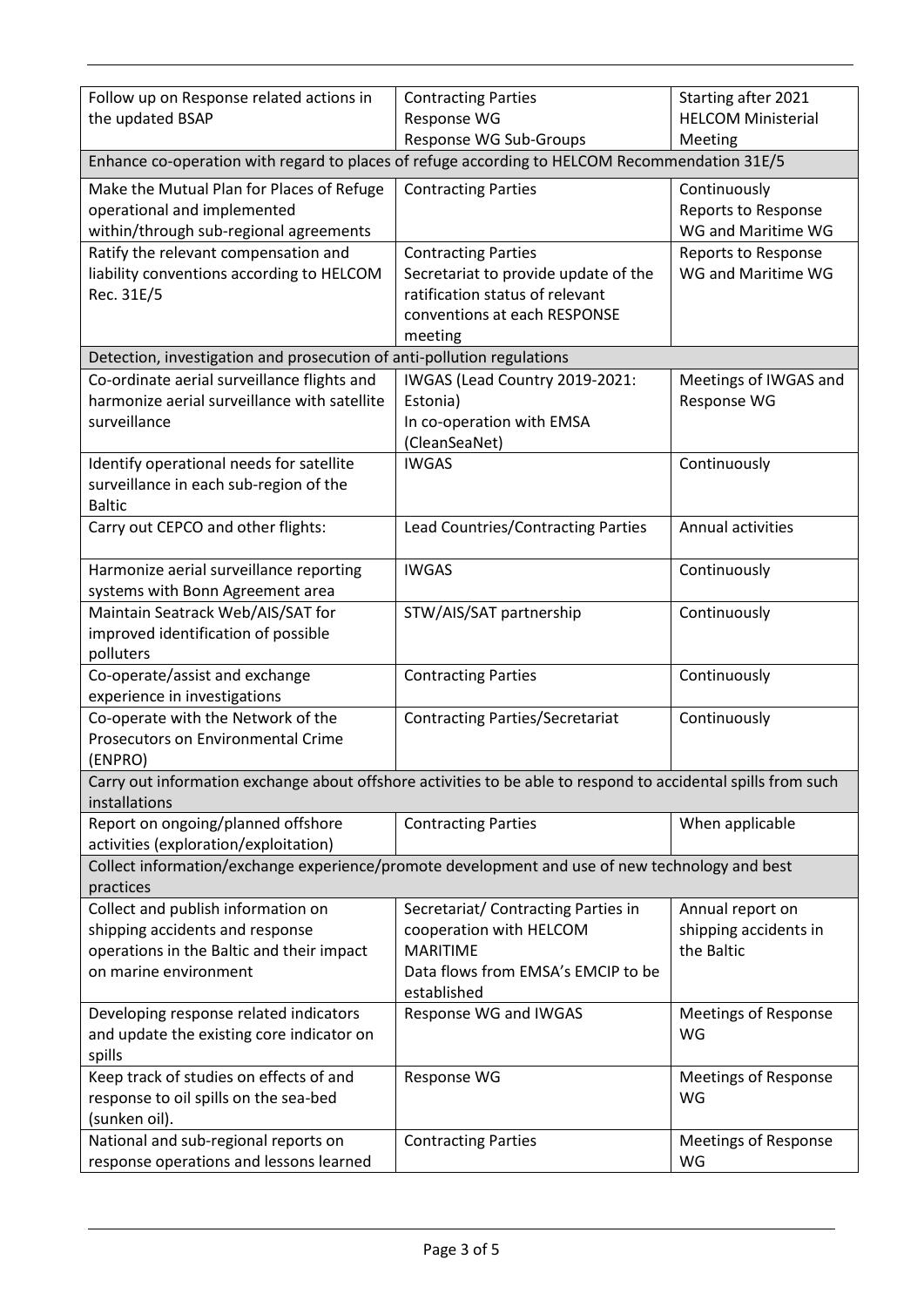| | | |
|---|---|---|
| Follow up on Response related actions in the updated BSAP | Contracting Parties<br>Response WG<br>Response WG Sub-Groups | Starting after 2021 HELCOM Ministerial Meeting |
| Enhance co-operation with regard to places of refuge according to HELCOM Recommendation 31E/5 | | |
| Make the Mutual Plan for Places of Refuge operational and implemented within/through sub-regional agreements | Contracting Parties | Continuously<br>Reports to Response WG and Maritime WG |
| Ratify the relevant compensation and liability conventions according to HELCOM Rec. 31E/5 | Contracting Parties<br>Secretariat to provide update of the ratification status of relevant conventions at each RESPONSE meeting | Reports to Response WG and Maritime WG |
| Detection, investigation and prosecution of anti-pollution regulations | | |
| Co-ordinate aerial surveillance flights and harmonize aerial surveillance with satellite surveillance | IWGAS (Lead Country 2019-2021: Estonia)<br>In co-operation with EMSA (CleanSeaNet) | Meetings of IWGAS and Response WG |
| Identify operational needs for satellite surveillance in each sub-region of the Baltic | IWGAS | Continuously |
| Carry out CEPCO and other flights: | Lead Countries/Contracting Parties | Annual activities |
| Harmonize aerial surveillance reporting systems with Bonn Agreement area | IWGAS | Continuously |
| Maintain Seatrack Web/AIS/SAT for improved identification of possible polluters | STW/AIS/SAT partnership | Continuously |
| Co-operate/assist and exchange experience in investigations | Contracting Parties | Continuously |
| Co-operate with the Network of the Prosecutors on Environmental Crime (ENPRO) | Contracting Parties/Secretariat | Continuously |
| Carry out information exchange about offshore activities to be able to respond to accidental spills from such installations | | |
| Report on ongoing/planned offshore activities (exploration/exploitation) | Contracting Parties | When applicable |
| Collect information/exchange experience/promote development and use of new technology and best practices | | |
| Collect and publish information on shipping accidents and response operations in the Baltic and their impact on marine environment | Secretariat/ Contracting Parties in cooperation with HELCOM MARITIME<br>Data flows from EMSA's EMCIP to be established | Annual report on shipping accidents in the Baltic |
| Developing response related indicators and update the existing core indicator on spills | Response WG and IWGAS | Meetings of Response WG |
| Keep track of studies on effects of and response to oil spills on the sea-bed (sunken oil). | Response WG | Meetings of Response WG |
| National and sub-regional reports on response operations and lessons learned | Contracting Parties | Meetings of Response WG |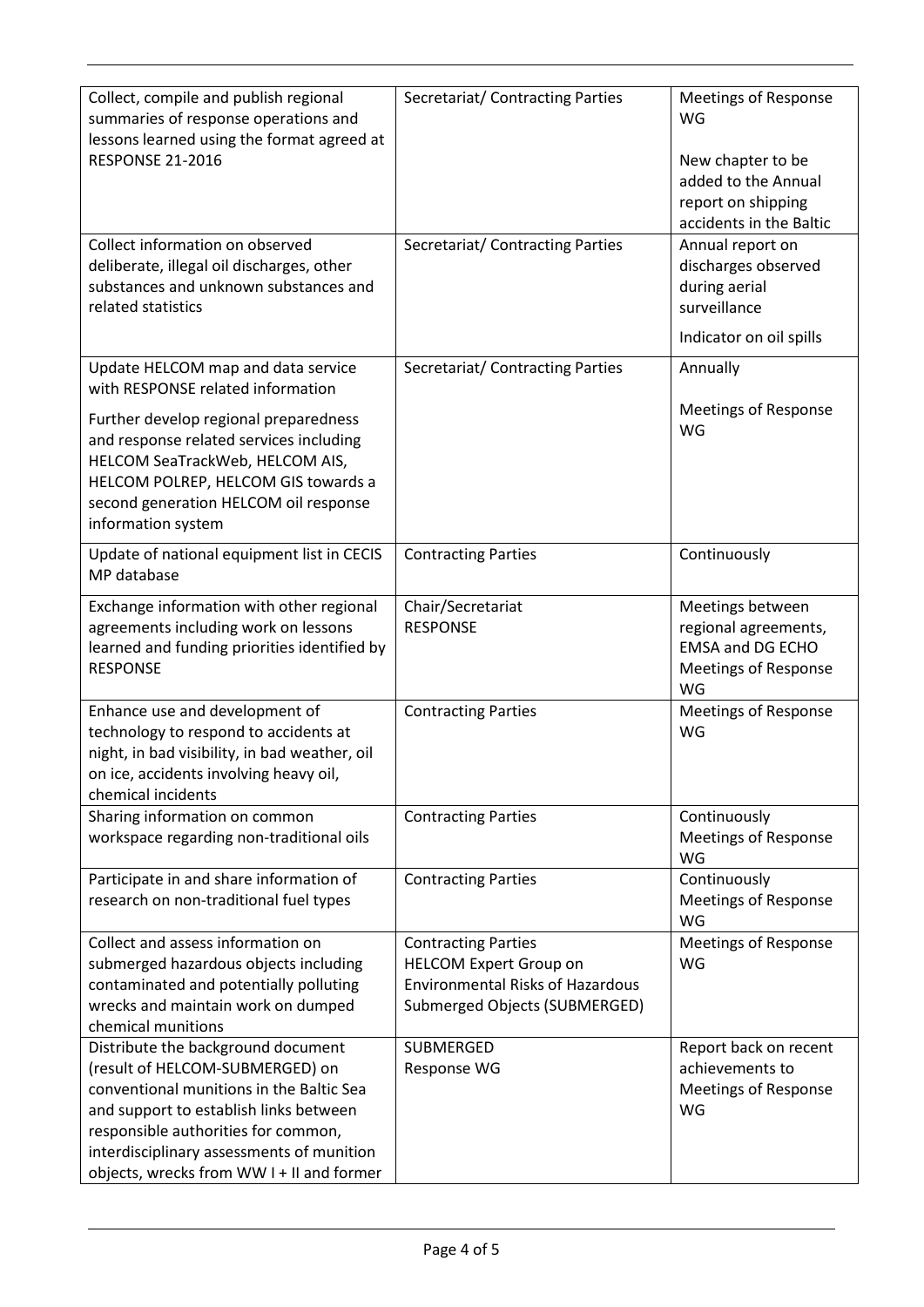| | | |
|---|---|---|
| Collect, compile and publish regional summaries of response operations and lessons learned using the format agreed at RESPONSE 21-2016 | Secretariat/ Contracting Parties | Meetings of Response WG<br><br>New chapter to be added to the Annual report on shipping accidents in the Baltic |
| Collect information on observed deliberate, illegal oil discharges, other substances and unknown substances and related statistics | Secretariat/ Contracting Parties | Annual report on discharges observed during aerial surveillance<br><br>Indicator on oil spills |
| Update HELCOM map and data service with RESPONSE related information<br><br>Further develop regional preparedness and response related services including HELCOM SeaTrackWeb, HELCOM AIS, HELCOM POLREP, HELCOM GIS towards a second generation HELCOM oil response information system | Secretariat/ Contracting Parties | Annually<br><br>Meetings of Response WG |
| Update of national equipment list in CECIS MP database | Contracting Parties | Continuously |
| Exchange information with other regional agreements including work on lessons learned and funding priorities identified by RESPONSE | Chair/Secretariat<br>RESPONSE | Meetings between regional agreements, EMSA and DG ECHO<br>Meetings of Response WG |
| Enhance use and development of technology to respond to accidents at night, in bad visibility, in bad weather, oil on ice, accidents involving heavy oil, chemical incidents | Contracting Parties | Meetings of Response WG |
| Sharing information on common workspace regarding non-traditional oils | Contracting Parties | Continuously<br>Meetings of Response WG |
| Participate in and share information of research on non-traditional fuel types | Contracting Parties | Continuously<br>Meetings of Response WG |
| Collect and assess information on submerged hazardous objects including contaminated and potentially polluting wrecks and maintain work on dumped chemical munitions | Contracting Parties<br>HELCOM Expert Group on Environmental Risks of Hazardous Submerged Objects (SUBMERGED) | Meetings of Response WG |
| Distribute the background document (result of HELCOM-SUBMERGED) on conventional munitions in the Baltic Sea and support to establish links between responsible authorities for common, interdisciplinary assessments of munition objects, wrecks from WW I + II and former | SUBMERGED<br>Response WG | Report back on recent achievements to Meetings of Response WG |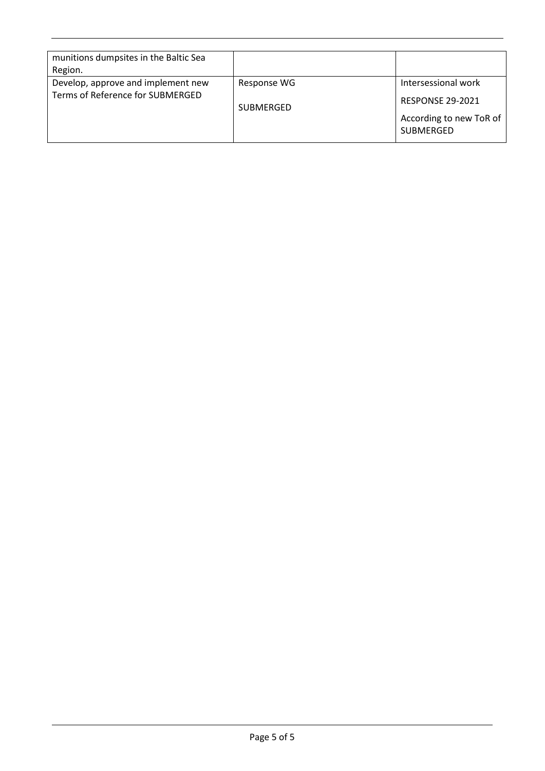| | | |
|---|---|---|
| munitions dumpsites in the Baltic Sea Region. | | |
| Develop, approve and implement new Terms of Reference for SUBMERGED | Response WG<br><br>SUBMERGED | Intersessional work<br><br>RESPONSE 29-2021<br><br>According to new ToR of SUBMERGED |